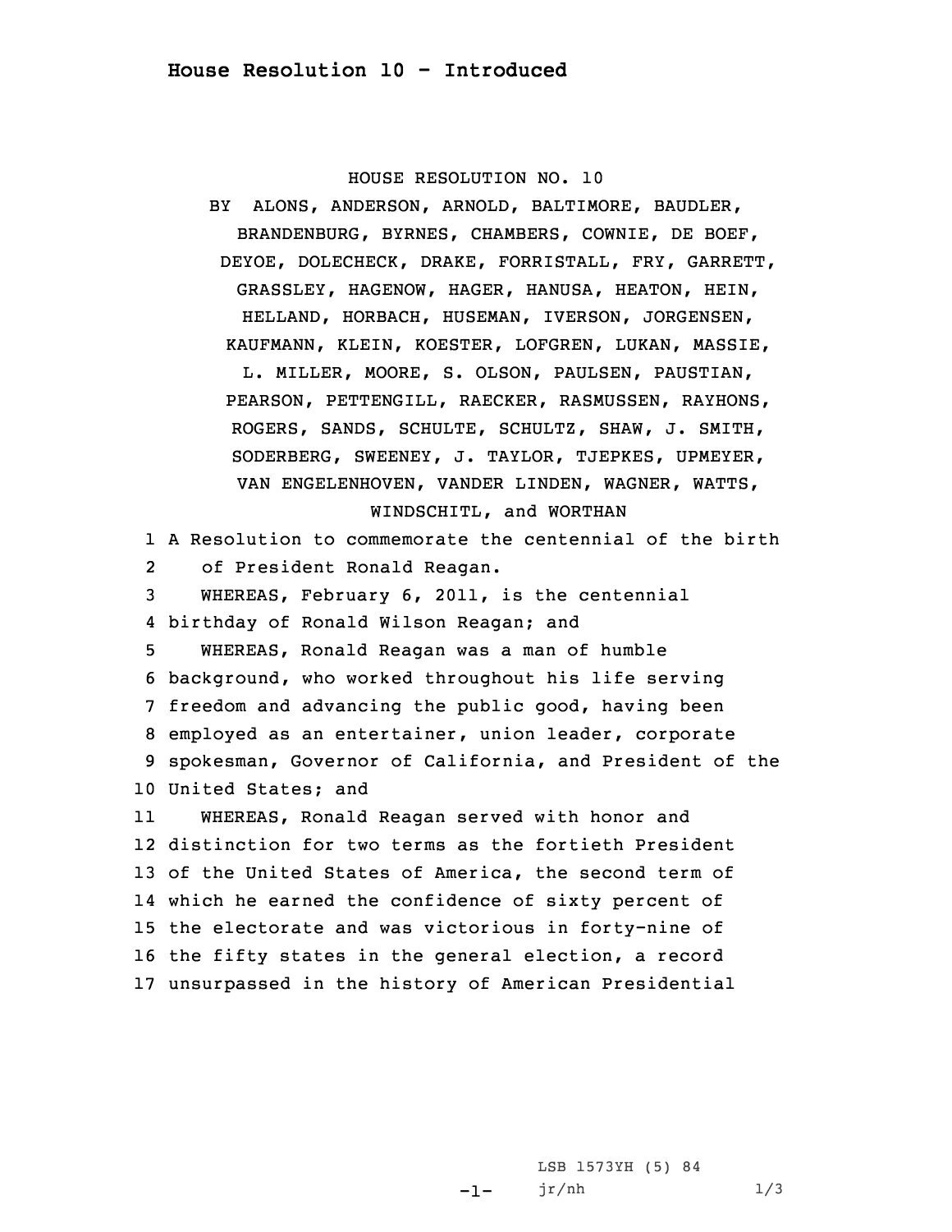# House Resolution 10 - Introduced

HOUSE RESOLUTION NO. 10

BY ALONS, ANDERSON, ARNOLD, BALTIMORE, BAUDLER, BRANDENBURG, BYRNES, CHAMBERS, COWNIE, DE BOEF, DEYOE, DOLECHECK, DRAKE, FORRISTALL, FRY, GARRETT, GRASSLEY, HAGENOW, HAGER, HANUSA, HEATON, HEIN, HELLAND, HORBACH, HUSEMAN, IVERSON, JORGENSEN, KAUFMANN, KLEIN, KOESTER, LOFGREN, LUKAN, MASSIE, L. MILLER, MOORE, S. OLSON, PAULSEN, PAUSTIAN, PEARSON, PETTENGILL, RAECKER, RASMUSSEN, RAYHONS, ROGERS, SANDS, SCHULTE, SCHULTZ, SHAW, J. SMITH, SODERBERG, SWEENEY, J. TAYLOR, TJEPKES, UPMEYER, VAN ENGELENHOVEN, VANDER LINDEN, WAGNER, WATTS, WINDSCHITL, and WORTHAN

1 A Resolution to commemorate the centennial of the birth
2 of President Ronald Reagan.
3 WHEREAS, February 6, 2011, is the centennial
4 birthday of Ronald Wilson Reagan; and
5 WHEREAS, Ronald Reagan was a man of humble
6 background, who worked throughout his life serving
7 freedom and advancing the public good, having been
8 employed as an entertainer, union leader, corporate
9 spokesman, Governor of California, and President of the
10 United States; and
11 WHEREAS, Ronald Reagan served with honor and
12 distinction for two terms as the fortieth President
13 of the United States of America, the second term of
14 which he earned the confidence of sixty percent of
15 the electorate and was victorious in forty-nine of
16 the fifty states in the general election, a record
17 unsurpassed in the history of American Presidential

LSB 1573YH (5) 84
jr/nh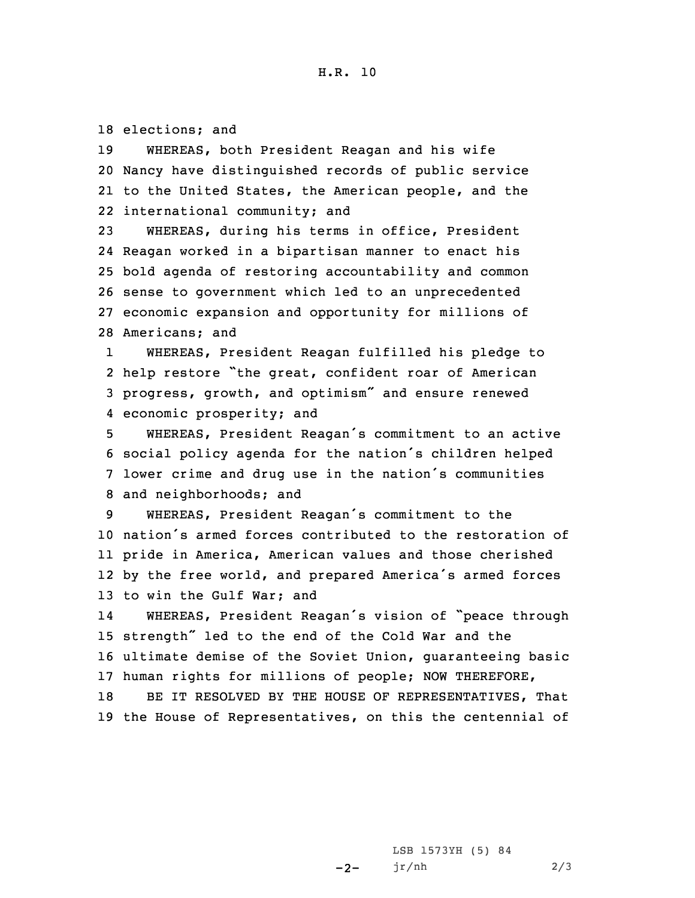elections; and

WHEREAS, both President Reagan and his wife Nancy have distinguished records of public service to the United States, the American people, and the international community; and

WHEREAS, during his terms in office, President Reagan worked in a bipartisan manner to enact his bold agenda of restoring accountability and common sense to government which led to an unprecedented economic expansion and opportunity for millions of Americans; and

WHEREAS, President Reagan fulfilled his pledge to help restore "the great, confident roar of American progress, growth, and optimism" and ensure renewed economic prosperity; and

WHEREAS, President Reagan's commitment to an active social policy agenda for the nation's children helped lower crime and drug use in the nation's communities and neighborhoods; and

WHEREAS, President Reagan's commitment to the nation's armed forces contributed to the restoration of pride in America, American values and those cherished by the free world, and prepared America's armed forces to win the Gulf War; and

WHEREAS, President Reagan's vision of "peace through strength" led to the end of the Cold War and the ultimate demise of the Soviet Union, guaranteeing basic human rights for millions of people; NOW THEREFORE,

BE IT RESOLVED BY THE HOUSE OF REPRESENTATIVES, That the House of Representatives, on this the centennial of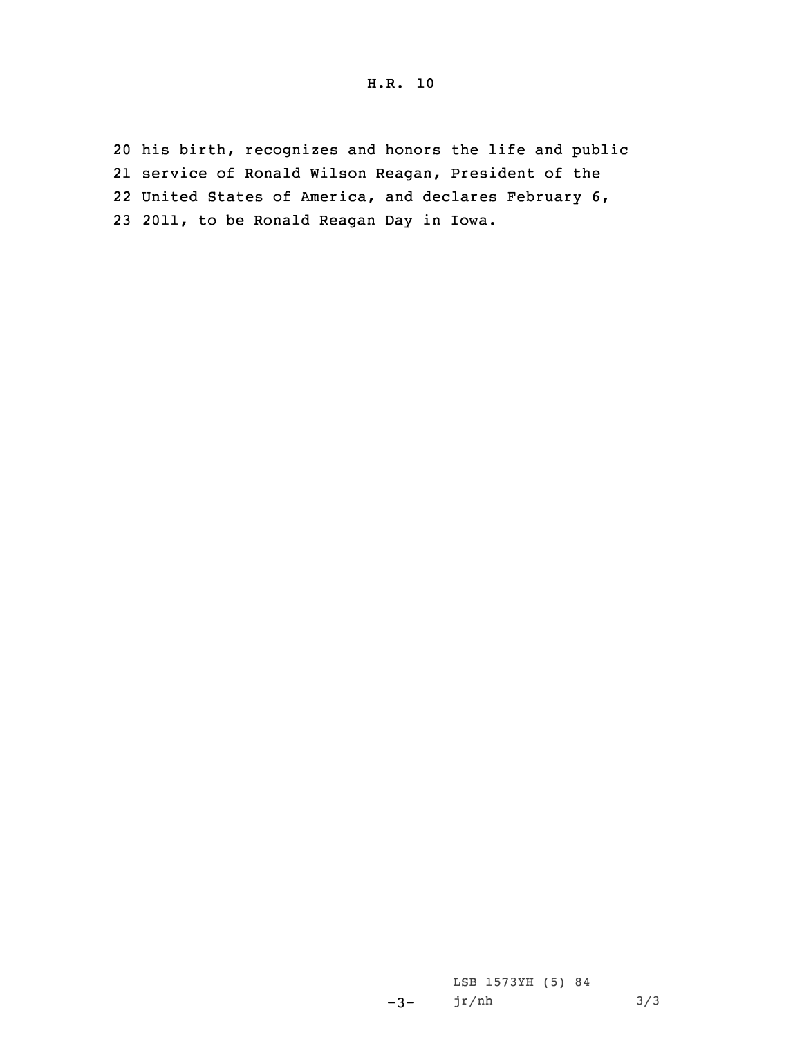20 his birth, recognizes and honors the life and public
21 service of Ronald Wilson Reagan, President of the
22 United States of America, and declares February 6,
23 2011, to be Ronald Reagan Day in Iowa.

LSB 1573YH (5) 84
jr/nh